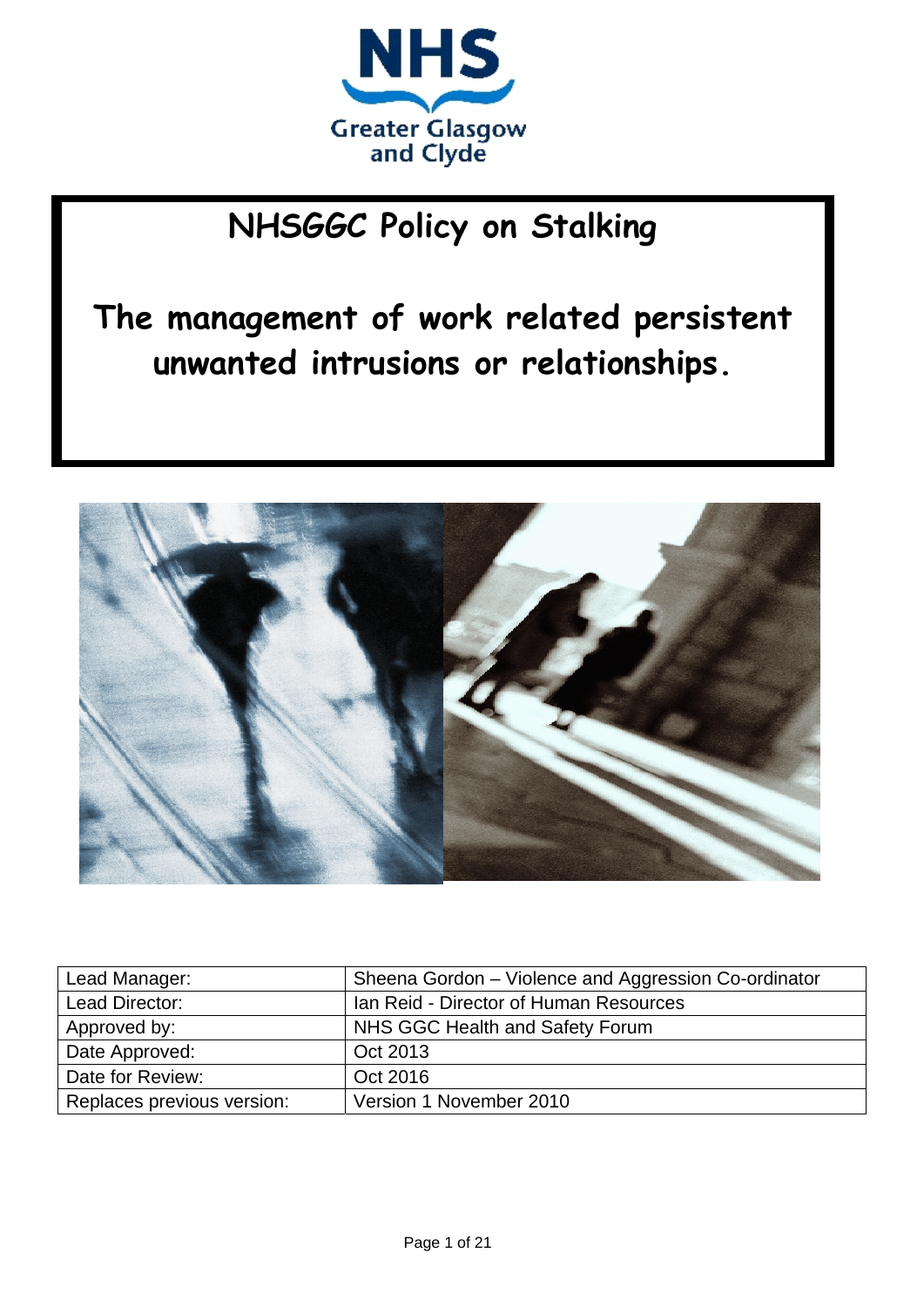NHS Greater Glasgow and Clyde

# NHSGGC Policy on Stalking

## The management of work related persistent unwanted intrusions or relationships.

| Lead Manager: | Sheena Gordon – Violence and Aggression Co-ordinator |
|---|---|
| Lead Director: | Ian Reid - Director of Human Resources |
| Approved by: | NHS GGC Health and Safety Forum |
| Date Approved: | Oct 2013 |
| Date for Review: | Oct 2016 |
| Replaces previous version: | Version 1 November 2010 |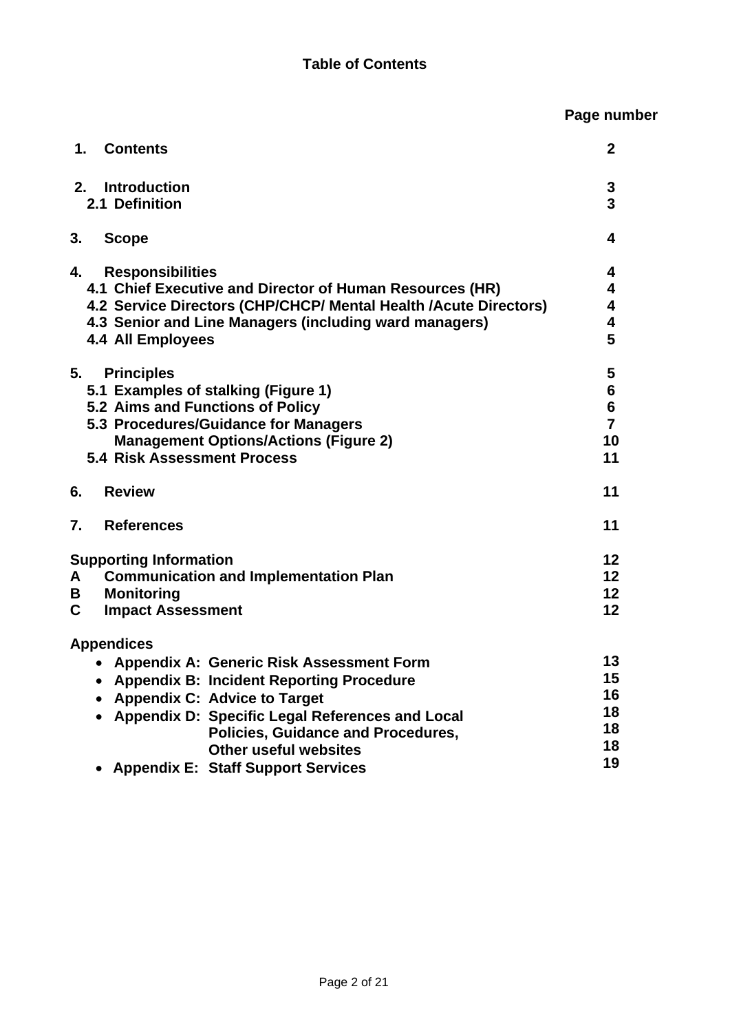# Table of Contents

| | Page number |
|---|---|
| **1. Contents** | **2** |
| **2. Introduction** | **3** |
| **2.1 Definition** | **3** |
| **3. Scope** | **4** |
| **4. Responsibilities** | **4** |
| **4.1 Chief Executive and Director of Human Resources (HR)** | **4** |
| **4.2 Service Directors (CHP/CHCP/ Mental Health /Acute Directors)** | **4** |
| **4.3 Senior and Line Managers (including ward managers)** | **4** |
| **4.4 All Employees** | **5** |
| **5. Principles** | **5** |
| **5.1 Examples of stalking (Figure 1)** | **6** |
| **5.2 Aims and Functions of Policy** | **6** |
| **5.3 Procedures/Guidance for Managers** | **7** |
| **Management Options/Actions (Figure 2)** | **10** |
| **5.4 Risk Assessment Process** | **11** |
| **6. Review** | **11** |
| **7. References** | **11** |
| **Supporting Information** | **12** |
| **A Communication and Implementation Plan** | **12** |
| **B Monitoring** | **12** |
| **C Impact Assessment** | **12** |
| **Appendices** | |
| • **Appendix A: Generic Risk Assessment Form** | **13** |
| • **Appendix B: Incident Reporting Procedure** | **15** |
| • **Appendix C: Advice to Target** | **16** |
| • **Appendix D: Specific Legal References and Local** | **18** |
| **Policies, Guidance and Procedures,** | **18** |
| **Other useful websites** | **18** |
| • **Appendix E: Staff Support Services** | **19** |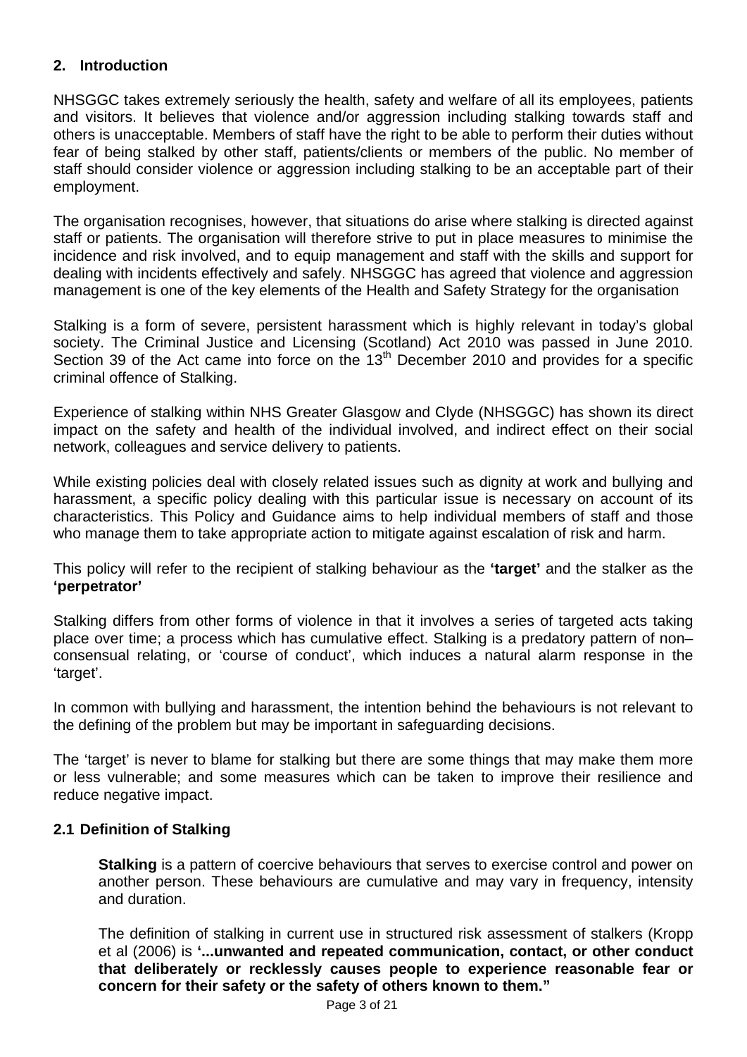## 2. Introduction

NHSGGC takes extremely seriously the health, safety and welfare of all its employees, patients and visitors. It believes that violence and/or aggression including stalking towards staff and others is unacceptable. Members of staff have the right to be able to perform their duties without fear of being stalked by other staff, patients/clients or members of the public. No member of staff should consider violence or aggression including stalking to be an acceptable part of their employment.

The organisation recognises, however, that situations do arise where stalking is directed against staff or patients. The organisation will therefore strive to put in place measures to minimise the incidence and risk involved, and to equip management and staff with the skills and support for dealing with incidents effectively and safely. NHSGGC has agreed that violence and aggression management is one of the key elements of the Health and Safety Strategy for the organisation

Stalking is a form of severe, persistent harassment which is highly relevant in today's global society. The Criminal Justice and Licensing (Scotland) Act 2010 was passed in June 2010. Section 39 of the Act came into force on the 13th December 2010 and provides for a specific criminal offence of Stalking.

Experience of stalking within NHS Greater Glasgow and Clyde (NHSGGC) has shown its direct impact on the safety and health of the individual involved, and indirect effect on their social network, colleagues and service delivery to patients.

While existing policies deal with closely related issues such as dignity at work and bullying and harassment, a specific policy dealing with this particular issue is necessary on account of its characteristics. This Policy and Guidance aims to help individual members of staff and those who manage them to take appropriate action to mitigate against escalation of risk and harm.

This policy will refer to the recipient of stalking behaviour as the **'target'** and the stalker as the **'perpetrator'**

Stalking differs from other forms of violence in that it involves a series of targeted acts taking place over time; a process which has cumulative effect. Stalking is a predatory pattern of non–consensual relating, or 'course of conduct', which induces a natural alarm response in the 'target'.

In common with bullying and harassment, the intention behind the behaviours is not relevant to the defining of the problem but may be important in safeguarding decisions.

The 'target' is never to blame for stalking but there are some things that may make them more or less vulnerable; and some measures which can be taken to improve their resilience and reduce negative impact.

### 2.1 Definition of Stalking

**Stalking** is a pattern of coercive behaviours that serves to exercise control and power on another person. These behaviours are cumulative and may vary in frequency, intensity and duration.

The definition of stalking in current use in structured risk assessment of stalkers (Kropp et al (2006) is **'...unwanted and repeated communication, contact, or other conduct that deliberately or recklessly causes people to experience reasonable fear or concern for their safety or the safety of others known to them."**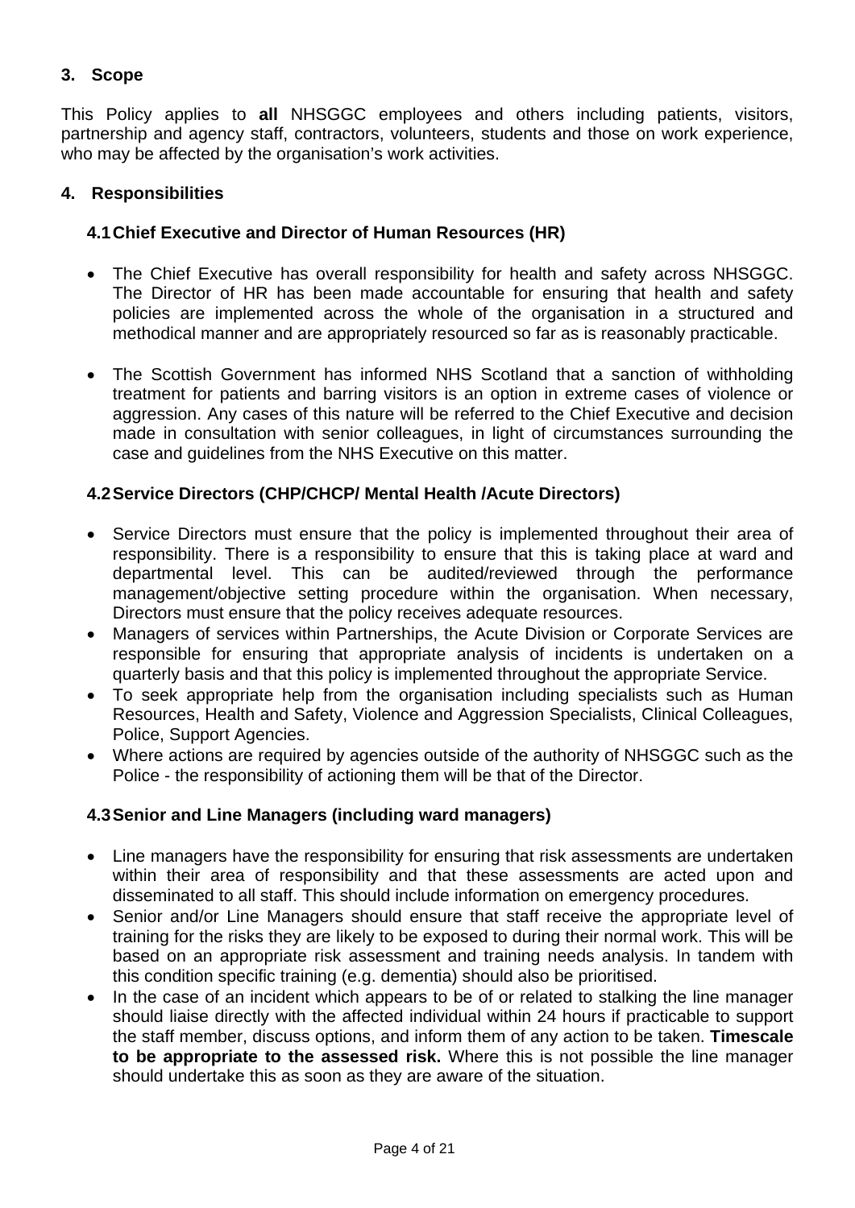## 3. Scope

This Policy applies to **all** NHSGGC employees and others including patients, visitors, partnership and agency staff, contractors, volunteers, students and those on work experience, who may be affected by the organisation's work activities.

## 4. Responsibilities

### 4.1 Chief Executive and Director of Human Resources (HR)

- The Chief Executive has overall responsibility for health and safety across NHSGGC. The Director of HR has been made accountable for ensuring that health and safety policies are implemented across the whole of the organisation in a structured and methodical manner and are appropriately resourced so far as is reasonably practicable.

- The Scottish Government has informed NHS Scotland that a sanction of withholding treatment for patients and barring visitors is an option in extreme cases of violence or aggression. Any cases of this nature will be referred to the Chief Executive and decision made in consultation with senior colleagues, in light of circumstances surrounding the case and guidelines from the NHS Executive on this matter.

### 4.2 Service Directors (CHP/CHCP/ Mental Health /Acute Directors)

- Service Directors must ensure that the policy is implemented throughout their area of responsibility. There is a responsibility to ensure that this is taking place at ward and departmental level. This can be audited/reviewed through the performance management/objective setting procedure within the organisation. When necessary, Directors must ensure that the policy receives adequate resources.
- Managers of services within Partnerships, the Acute Division or Corporate Services are responsible for ensuring that appropriate analysis of incidents is undertaken on a quarterly basis and that this policy is implemented throughout the appropriate Service.
- To seek appropriate help from the organisation including specialists such as Human Resources, Health and Safety, Violence and Aggression Specialists, Clinical Colleagues, Police, Support Agencies.
- Where actions are required by agencies outside of the authority of NHSGGC such as the Police - the responsibility of actioning them will be that of the Director.

### 4.3 Senior and Line Managers (including ward managers)

- Line managers have the responsibility for ensuring that risk assessments are undertaken within their area of responsibility and that these assessments are acted upon and disseminated to all staff. This should include information on emergency procedures.
- Senior and/or Line Managers should ensure that staff receive the appropriate level of training for the risks they are likely to be exposed to during their normal work. This will be based on an appropriate risk assessment and training needs analysis. In tandem with this condition specific training (e.g. dementia) should also be prioritised.
- In the case of an incident which appears to be of or related to stalking the line manager should liaise directly with the affected individual within 24 hours if practicable to support the staff member, discuss options, and inform them of any action to be taken. **Timescale to be appropriate to the assessed risk.** Where this is not possible the line manager should undertake this as soon as they are aware of the situation.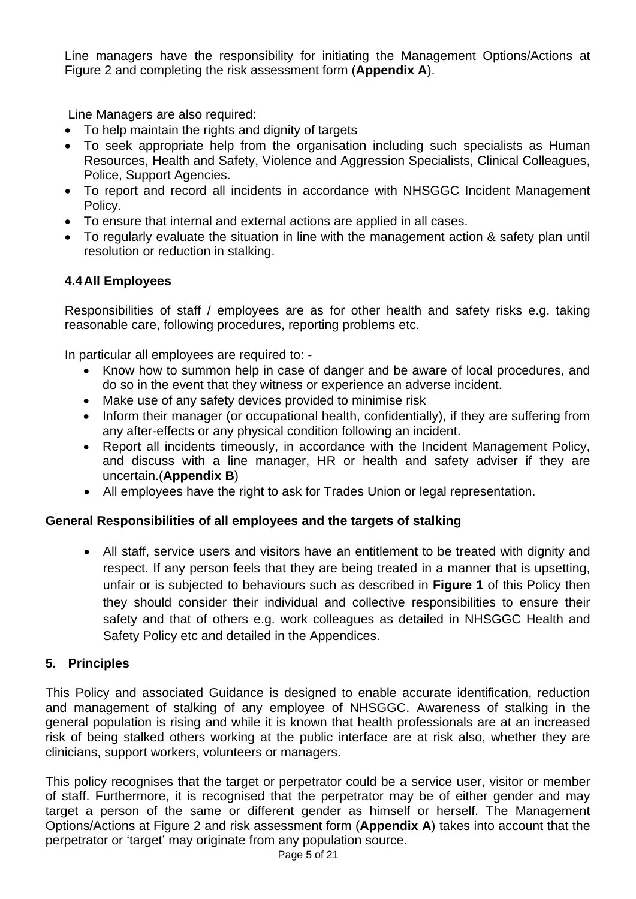Line managers have the responsibility for initiating the Management Options/Actions at Figure 2 and completing the risk assessment form (**Appendix A**).

Line Managers are also required:

- To help maintain the rights and dignity of targets
- To seek appropriate help from the organisation including such specialists as Human Resources, Health and Safety, Violence and Aggression Specialists, Clinical Colleagues, Police, Support Agencies.
- To report and record all incidents in accordance with NHSGGC Incident Management Policy.
- To ensure that internal and external actions are applied in all cases.
- To regularly evaluate the situation in line with the management action & safety plan until resolution or reduction in stalking.

### 4.4 All Employees

Responsibilities of staff / employees are as for other health and safety risks e.g. taking reasonable care, following procedures, reporting problems etc.

In particular all employees are required to: -

- Know how to summon help in case of danger and be aware of local procedures, and do so in the event that they witness or experience an adverse incident.
- Make use of any safety devices provided to minimise risk
- Inform their manager (or occupational health, confidentially), if they are suffering from any after-effects or any physical condition following an incident.
- Report all incidents timeously, in accordance with the Incident Management Policy, and discuss with a line manager, HR or health and safety adviser if they are uncertain.(**Appendix B**)
- All employees have the right to ask for Trades Union or legal representation.

**General Responsibilities of all employees and the targets of stalking**

- All staff, service users and visitors have an entitlement to be treated with dignity and respect. If any person feels that they are being treated in a manner that is upsetting, unfair or is subjected to behaviours such as described in **Figure 1** of this Policy then they should consider their individual and collective responsibilities to ensure their safety and that of others e.g. work colleagues as detailed in NHSGGC Health and Safety Policy etc and detailed in the Appendices.

## 5. Principles

This Policy and associated Guidance is designed to enable accurate identification, reduction and management of stalking of any employee of NHSGGC. Awareness of stalking in the general population is rising and while it is known that health professionals are at an increased risk of being stalked others working at the public interface are at risk also, whether they are clinicians, support workers, volunteers or managers.

This policy recognises that the target or perpetrator could be a service user, visitor or member of staff. Furthermore, it is recognised that the perpetrator may be of either gender and may target a person of the same or different gender as himself or herself. The Management Options/Actions at Figure 2 and risk assessment form (**Appendix A**) takes into account that the perpetrator or 'target' may originate from any population source.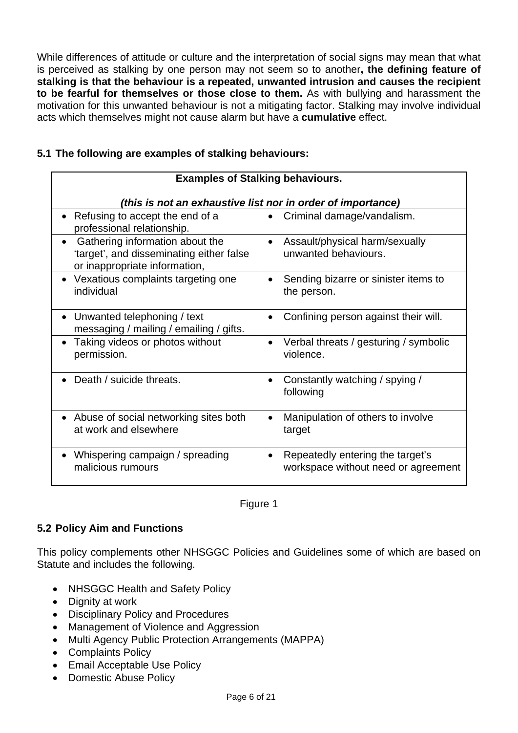While differences of attitude or culture and the interpretation of social signs may mean that what is perceived as stalking by one person may not seem so to another**, the defining feature of stalking is that the behaviour is a repeated, unwanted intrusion and causes the recipient to be fearful for themselves or those close to them.** As with bullying and harassment the motivation for this unwanted behaviour is not a mitigating factor. Stalking may involve individual acts which themselves might not cause alarm but have a **cumulative** effect.

### 5.1 The following are examples of stalking behaviours:

| **Examples of Stalking behaviours.** *(this is not an exhaustive list nor in order of importance)* | |
|---|---|
| • Refusing to accept the end of a professional relationship. | • Criminal damage/vandalism. |
| • Gathering information about the 'target', and disseminating either false or inappropriate information, | • Assault/physical harm/sexually unwanted behaviours. |
| • Vexatious complaints targeting one individual | • Sending bizarre or sinister items to the person. |
| • Unwanted telephoning / text messaging / mailing / emailing / gifts. | • Confining person against their will. |
| • Taking videos or photos without permission. | • Verbal threats / gesturing / symbolic violence. |
| • Death / suicide threats. | • Constantly watching / spying / following |
| • Abuse of social networking sites both at work and elsewhere | • Manipulation of others to involve target |
| • Whispering campaign / spreading malicious rumours | • Repeatedly entering the target's workspace without need or agreement |

Figure 1

### 5.2 Policy Aim and Functions

This policy complements other NHSGGC Policies and Guidelines some of which are based on Statute and includes the following.

- NHSGGC Health and Safety Policy
- Dignity at work
- Disciplinary Policy and Procedures
- Management of Violence and Aggression
- Multi Agency Public Protection Arrangements (MAPPA)
- Complaints Policy
- Email Acceptable Use Policy
- Domestic Abuse Policy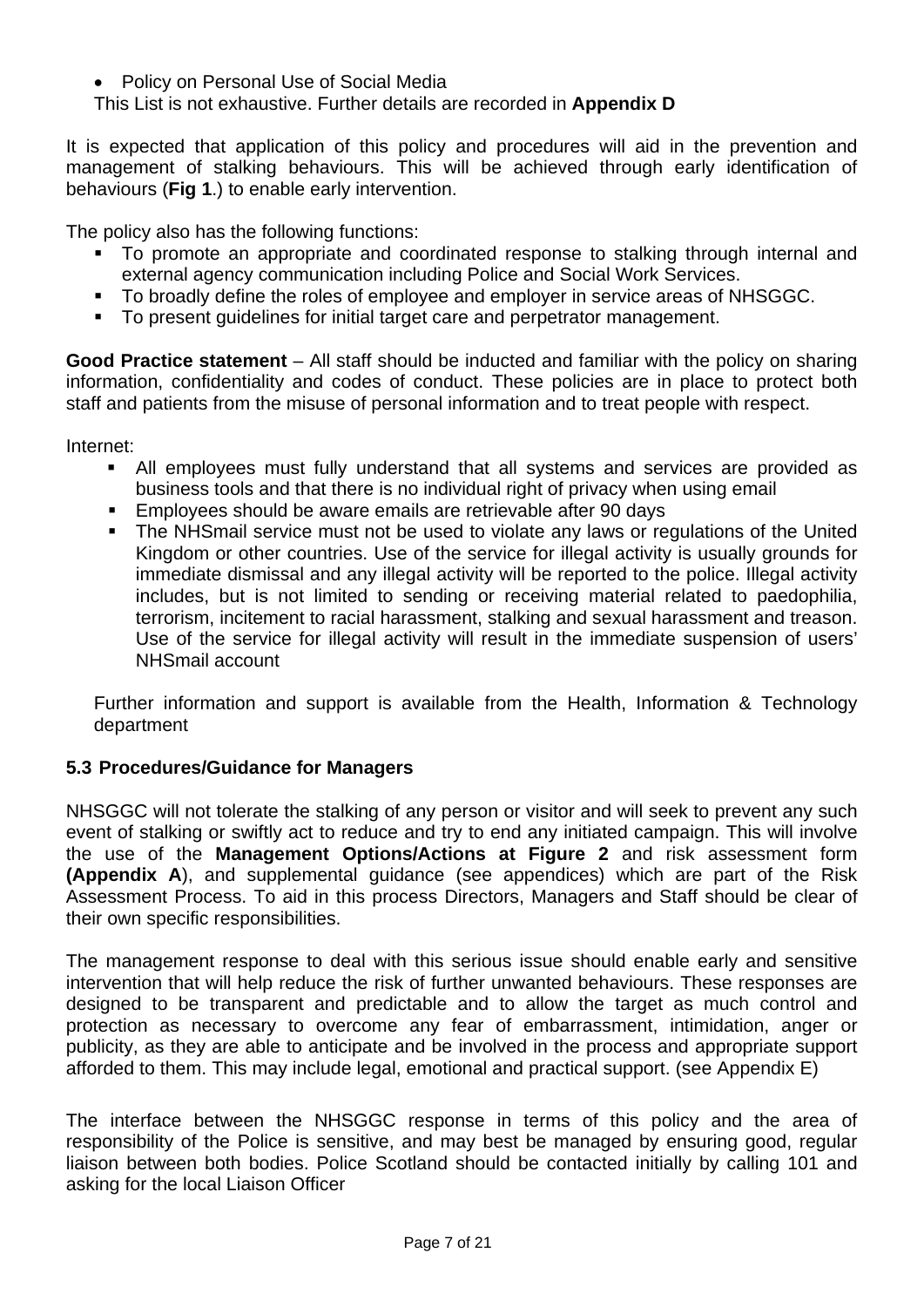- Policy on Personal Use of Social Media

This List is not exhaustive. Further details are recorded in **Appendix D**

It is expected that application of this policy and procedures will aid in the prevention and management of stalking behaviours. This will be achieved through early identification of behaviours (**Fig 1**.) to enable early intervention.

The policy also has the following functions:

- To promote an appropriate and coordinated response to stalking through internal and external agency communication including Police and Social Work Services.
- To broadly define the roles of employee and employer in service areas of NHSGGC.
- To present guidelines for initial target care and perpetrator management.

**Good Practice statement** – All staff should be inducted and familiar with the policy on sharing information, confidentiality and codes of conduct. These policies are in place to protect both staff and patients from the misuse of personal information and to treat people with respect.

Internet:

- All employees must fully understand that all systems and services are provided as business tools and that there is no individual right of privacy when using email
- Employees should be aware emails are retrievable after 90 days
- The NHSmail service must not be used to violate any laws or regulations of the United Kingdom or other countries. Use of the service for illegal activity is usually grounds for immediate dismissal and any illegal activity will be reported to the police. Illegal activity includes, but is not limited to sending or receiving material related to paedophilia, terrorism, incitement to racial harassment, stalking and sexual harassment and treason. Use of the service for illegal activity will result in the immediate suspension of users' NHSmail account

Further information and support is available from the Health, Information & Technology department

### 5.3 Procedures/Guidance for Managers

NHSGGC will not tolerate the stalking of any person or visitor and will seek to prevent any such event of stalking or swiftly act to reduce and try to end any initiated campaign. This will involve the use of the **Management Options/Actions at Figure 2** and risk assessment form **(Appendix A**), and supplemental guidance (see appendices) which are part of the Risk Assessment Process. To aid in this process Directors, Managers and Staff should be clear of their own specific responsibilities.

The management response to deal with this serious issue should enable early and sensitive intervention that will help reduce the risk of further unwanted behaviours. These responses are designed to be transparent and predictable and to allow the target as much control and protection as necessary to overcome any fear of embarrassment, intimidation, anger or publicity, as they are able to anticipate and be involved in the process and appropriate support afforded to them. This may include legal, emotional and practical support. (see Appendix E)

The interface between the NHSGGC response in terms of this policy and the area of responsibility of the Police is sensitive, and may best be managed by ensuring good, regular liaison between both bodies. Police Scotland should be contacted initially by calling 101 and asking for the local Liaison Officer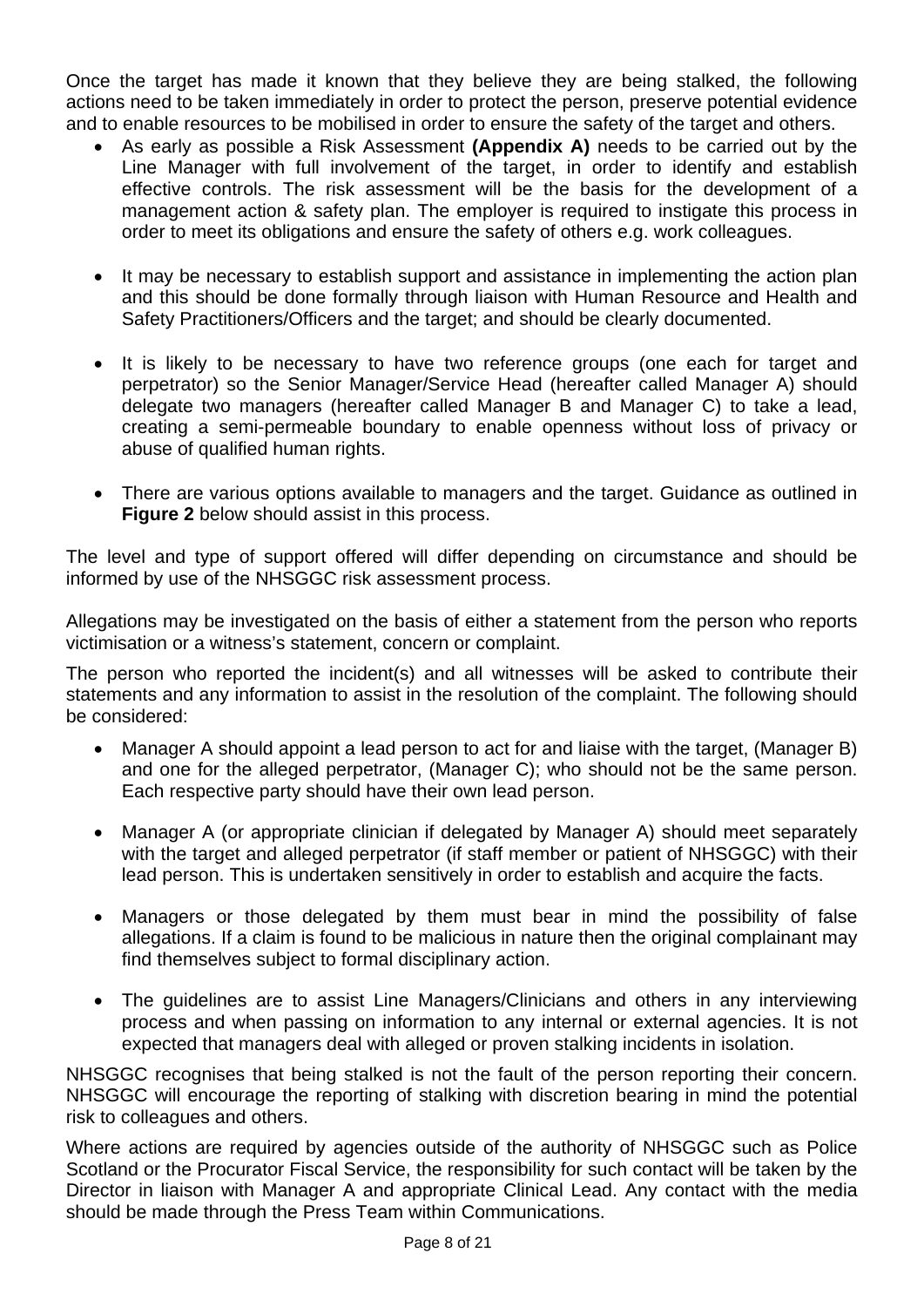Once the target has made it known that they believe they are being stalked, the following actions need to be taken immediately in order to protect the person, preserve potential evidence and to enable resources to be mobilised in order to ensure the safety of the target and others.

- As early as possible a Risk Assessment **(Appendix A)** needs to be carried out by the Line Manager with full involvement of the target, in order to identify and establish effective controls. The risk assessment will be the basis for the development of a management action & safety plan. The employer is required to instigate this process in order to meet its obligations and ensure the safety of others e.g. work colleagues.

- It may be necessary to establish support and assistance in implementing the action plan and this should be done formally through liaison with Human Resource and Health and Safety Practitioners/Officers and the target; and should be clearly documented.

- It is likely to be necessary to have two reference groups (one each for target and perpetrator) so the Senior Manager/Service Head (hereafter called Manager A) should delegate two managers (hereafter called Manager B and Manager C) to take a lead, creating a semi-permeable boundary to enable openness without loss of privacy or abuse of qualified human rights.

- There are various options available to managers and the target. Guidance as outlined in **Figure 2** below should assist in this process.

The level and type of support offered will differ depending on circumstance and should be informed by use of the NHSGGC risk assessment process.

Allegations may be investigated on the basis of either a statement from the person who reports victimisation or a witness's statement, concern or complaint.

The person who reported the incident(s) and all witnesses will be asked to contribute their statements and any information to assist in the resolution of the complaint. The following should be considered:

- Manager A should appoint a lead person to act for and liaise with the target, (Manager B) and one for the alleged perpetrator, (Manager C); who should not be the same person. Each respective party should have their own lead person.

- Manager A (or appropriate clinician if delegated by Manager A) should meet separately with the target and alleged perpetrator (if staff member or patient of NHSGGC) with their lead person. This is undertaken sensitively in order to establish and acquire the facts.

- Managers or those delegated by them must bear in mind the possibility of false allegations. If a claim is found to be malicious in nature then the original complainant may find themselves subject to formal disciplinary action.

- The guidelines are to assist Line Managers/Clinicians and others in any interviewing process and when passing on information to any internal or external agencies. It is not expected that managers deal with alleged or proven stalking incidents in isolation.

NHSGGC recognises that being stalked is not the fault of the person reporting their concern. NHSGGC will encourage the reporting of stalking with discretion bearing in mind the potential risk to colleagues and others.

Where actions are required by agencies outside of the authority of NHSGGC such as Police Scotland or the Procurator Fiscal Service, the responsibility for such contact will be taken by the Director in liaison with Manager A and appropriate Clinical Lead. Any contact with the media should be made through the Press Team within Communications.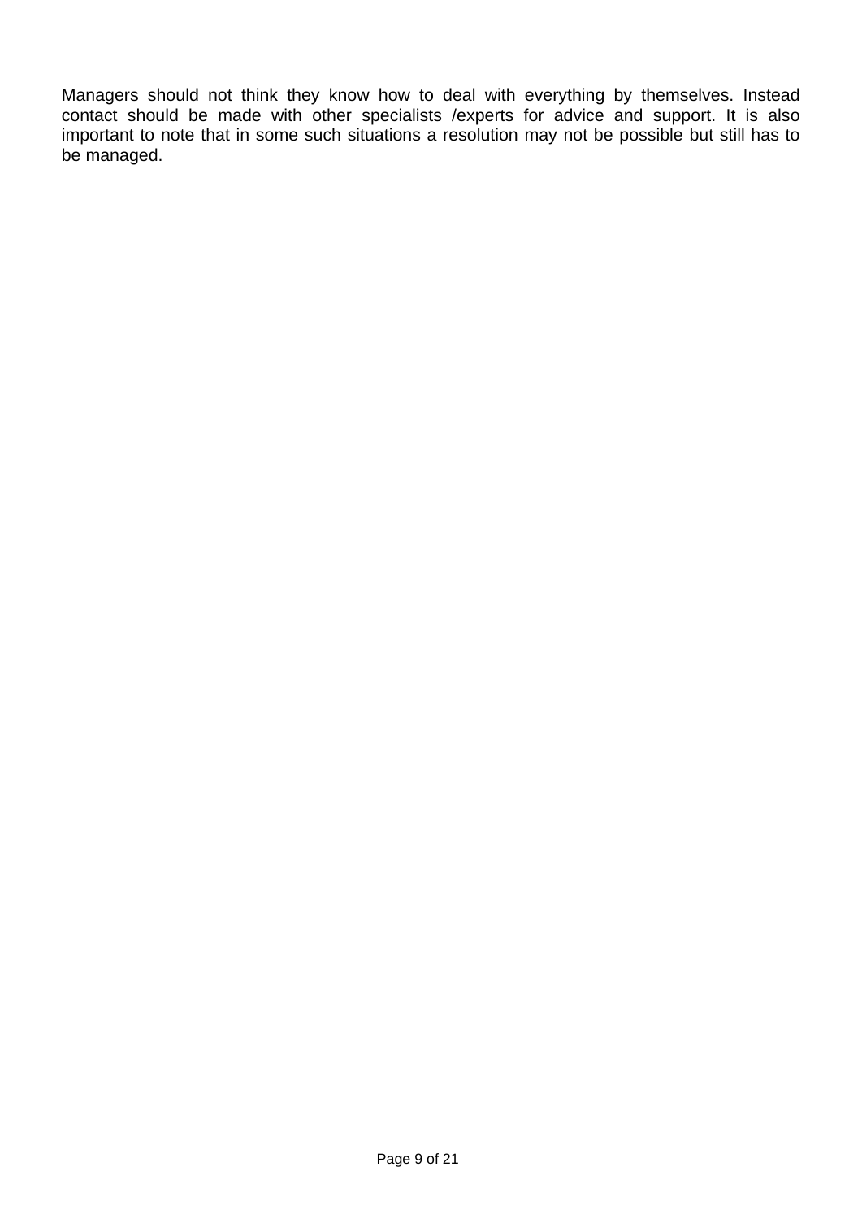Managers should not think they know how to deal with everything by themselves. Instead contact should be made with other specialists /experts for advice and support. It is also important to note that in some such situations a resolution may not be possible but still has to be managed.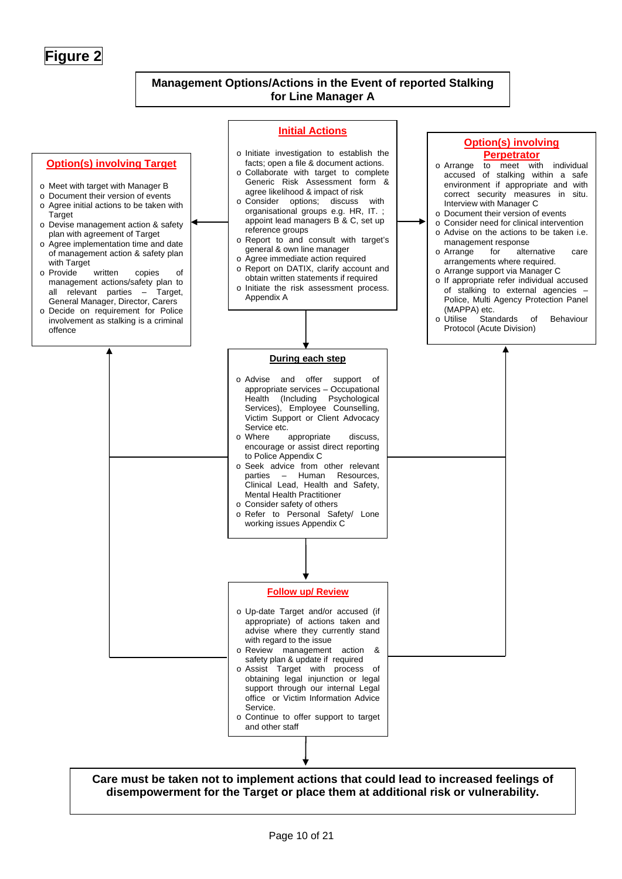# Figure 2

## Management Options/Actions in the Event of reported Stalking for Line Manager A

### Initial Actions

- Initiate investigation to establish the facts; open a file & document actions.
- Collaborate with target to complete Generic Risk Assessment form & agree likelihood & impact of risk
- Consider options; discuss with organisational groups e.g. HR, IT. ; appoint lead managers B & C, set up reference groups
- Report to and consult with target's general & own line manager
- Agree immediate action required
- Report on DATIX, clarify account and obtain written statements if required
- Initiate the risk assessment process. Appendix A

### Option(s) involving Target

- Meet with target with Manager B
- Document their version of events
- Agree initial actions to be taken with Target
- Devise management action & safety plan with agreement of Target
- Agree implementation time and date of management action & safety plan with Target
- Provide written copies of management actions/safety plan to all relevant parties – Target, General Manager, Director, Carers
- Decide on requirement for Police involvement as stalking is a criminal offence

### Option(s) involving Perpetrator

- Arrange to meet with individual accused of stalking within a safe environment if appropriate and with correct security measures in situ. Interview with Manager C
- Document their version of events
- Consider need for clinical intervention
- Advise on the actions to be taken i.e. management response
- Arrange for alternative care arrangements where required.
- Arrange support via Manager C
- If appropriate refer individual accused of stalking to external agencies – Police, Multi Agency Protection Panel (MAPPA) etc.
- Utilise Standards of Behaviour Protocol (Acute Division)

### During each step

- Advise and offer support of appropriate services – Occupational Health (Including Psychological Services), Employee Counselling, Victim Support or Client Advocacy Service etc.
- Where appropriate discuss, encourage or assist direct reporting to Police Appendix C
- Seek advice from other relevant parties – Human Resources, Clinical Lead, Health and Safety, Mental Health Practitioner
- Consider safety of others
- Refer to Personal Safety/ Lone working issues Appendix C

### Follow up/ Review

- Up-date Target and/or accused (if appropriate) of actions taken and advise where they currently stand with regard to the issue
- Review management action & safety plan & update if required
- Assist Target with process of obtaining legal injunction or legal support through our internal Legal office or Victim Information Advice Service.
- Continue to offer support to target and other staff

**Care must be taken not to implement actions that could lead to increased feelings of disempowerment for the Target or place them at additional risk or vulnerability.**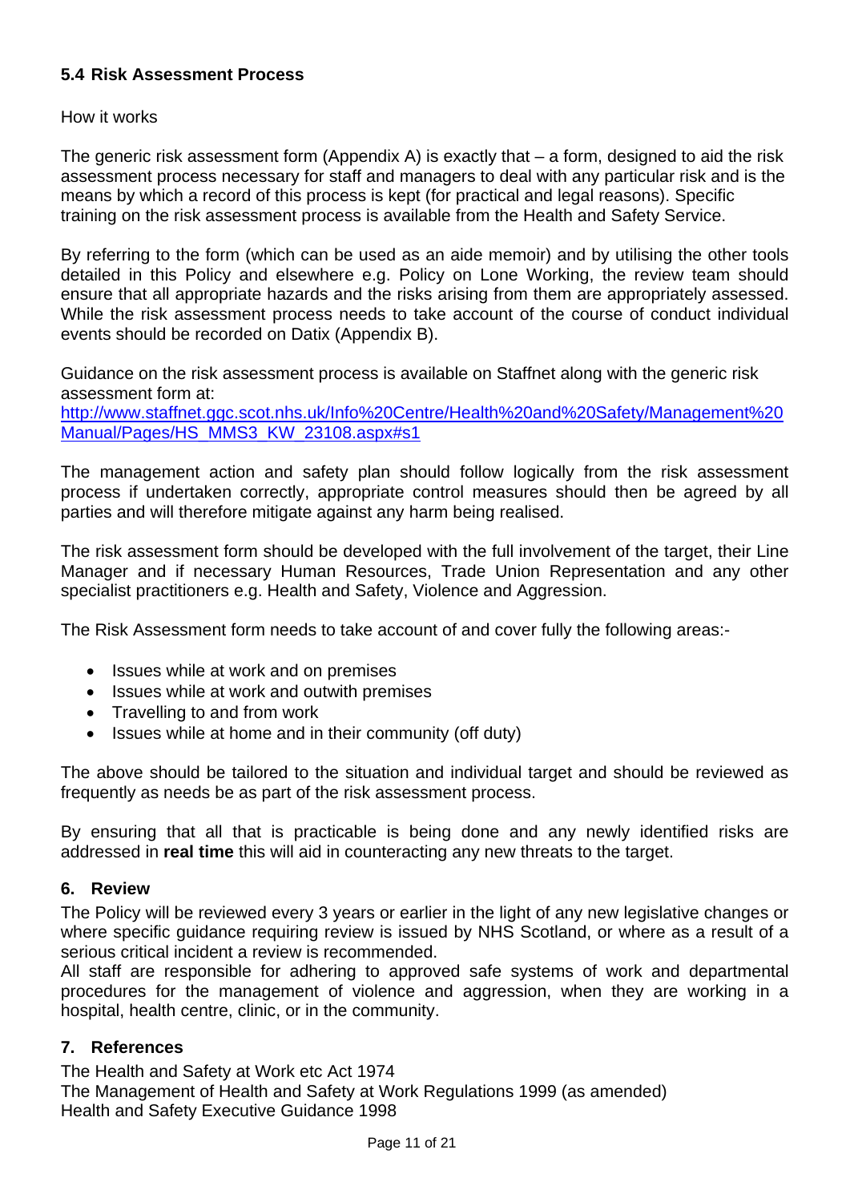### 5.4 Risk Assessment Process

How it works

The generic risk assessment form (Appendix A) is exactly that – a form, designed to aid the risk assessment process necessary for staff and managers to deal with any particular risk and is the means by which a record of this process is kept (for practical and legal reasons). Specific training on the risk assessment process is available from the Health and Safety Service.

By referring to the form (which can be used as an aide memoir) and by utilising the other tools detailed in this Policy and elsewhere e.g. Policy on Lone Working, the review team should ensure that all appropriate hazards and the risks arising from them are appropriately assessed. While the risk assessment process needs to take account of the course of conduct individual events should be recorded on Datix (Appendix B).

Guidance on the risk assessment process is available on Staffnet along with the generic risk assessment form at:
[http://www.staffnet.ggc.scot.nhs.uk/Info%20Centre/Health%20and%20Safety/Management%20Manual/Pages/HS_MMS3_KW_23108.aspx#s1](http://www.staffnet.ggc.scot.nhs.uk/Info%20Centre/Health%20and%20Safety/Management%20Manual/Pages/HS_MMS3_KW_23108.aspx#s1)

The management action and safety plan should follow logically from the risk assessment process if undertaken correctly, appropriate control measures should then be agreed by all parties and will therefore mitigate against any harm being realised.

The risk assessment form should be developed with the full involvement of the target, their Line Manager and if necessary Human Resources, Trade Union Representation and any other specialist practitioners e.g. Health and Safety, Violence and Aggression.

The Risk Assessment form needs to take account of and cover fully the following areas:-

- Issues while at work and on premises
- Issues while at work and outwith premises
- Travelling to and from work
- Issues while at home and in their community (off duty)

The above should be tailored to the situation and individual target and should be reviewed as frequently as needs be as part of the risk assessment process.

By ensuring that all that is practicable is being done and any newly identified risks are addressed in **real time** this will aid in counteracting any new threats to the target.

## 6. Review

The Policy will be reviewed every 3 years or earlier in the light of any new legislative changes or where specific guidance requiring review is issued by NHS Scotland, or where as a result of a serious critical incident a review is recommended.
All staff are responsible for adhering to approved safe systems of work and departmental procedures for the management of violence and aggression, when they are working in a hospital, health centre, clinic, or in the community.

## 7. References

The Health and Safety at Work etc Act 1974
The Management of Health and Safety at Work Regulations 1999 (as amended)
Health and Safety Executive Guidance 1998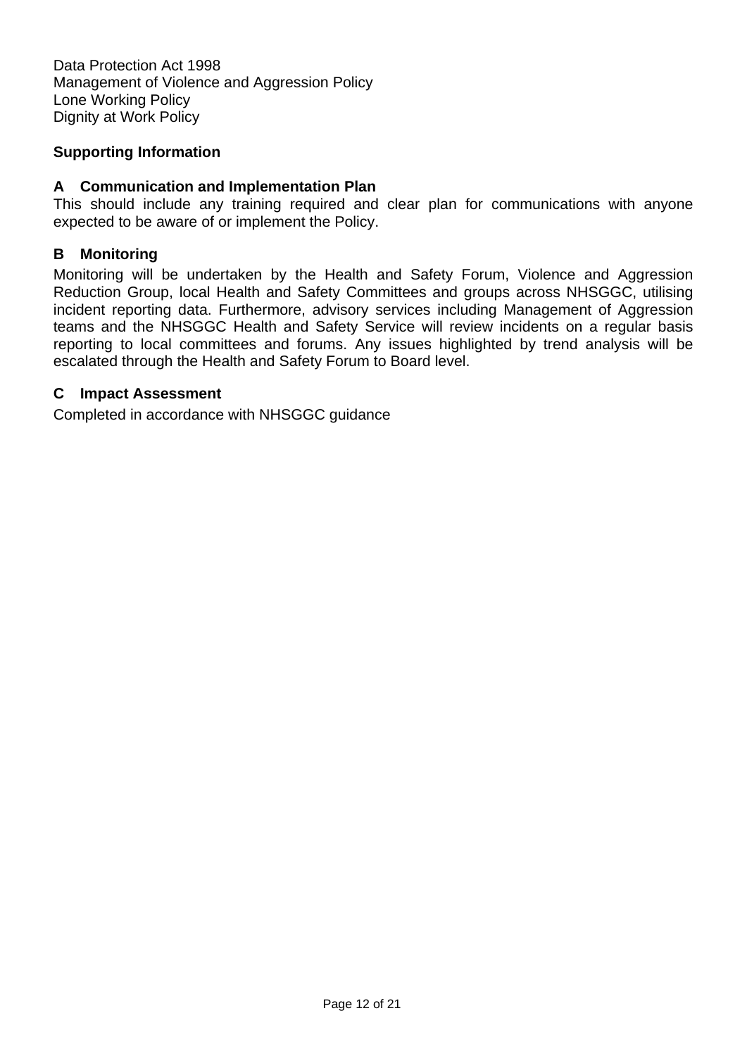Data Protection Act 1998
Management of Violence and Aggression Policy
Lone Working Policy
Dignity at Work Policy

**Supporting Information**

**A Communication and Implementation Plan**

This should include any training required and clear plan for communications with anyone expected to be aware of or implement the Policy.

**B Monitoring**

Monitoring will be undertaken by the Health and Safety Forum, Violence and Aggression Reduction Group, local Health and Safety Committees and groups across NHSGGC, utilising incident reporting data. Furthermore, advisory services including Management of Aggression teams and the NHSGGC Health and Safety Service will review incidents on a regular basis reporting to local committees and forums. Any issues highlighted by trend analysis will be escalated through the Health and Safety Forum to Board level.

**C Impact Assessment**

Completed in accordance with NHSGGC guidance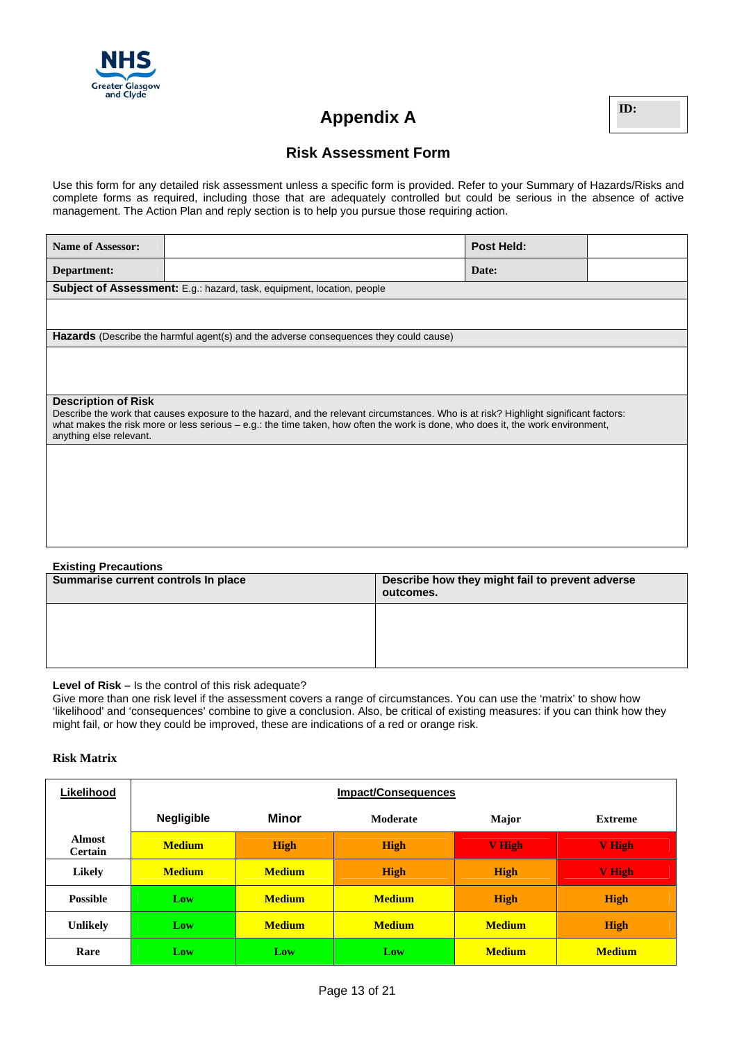NHS Greater Glasgow and Clyde

# Appendix A

| ID: |
|---|

## Risk Assessment Form

Use this form for any detailed risk assessment unless a specific form is provided. Refer to your Summary of Hazards/Risks and complete forms as required, including those that are adequately controlled but could be serious in the absence of active management. The Action Plan and reply section is to help you pursue those requiring action.

| **Name of Assessor:** | | **Post Held:** | |
|---|---|---|---|
| **Department:** | | **Date:** | |

**Subject of Assessment:** E.g.: hazard, task, equipment, location, people

**Hazards** (Describe the harmful agent(s) and the adverse consequences they could cause)

**Description of Risk**
Describe the work that causes exposure to the hazard, and the relevant circumstances. Who is at risk? Highlight significant factors: what makes the risk more or less serious – e.g.: the time taken, how often the work is done, who does it, the work environment, anything else relevant.

**Existing Precautions**

| Summarise current controls In place | Describe how they might fail to prevent adverse outcomes. |
|---|---|
| | |

**Level of Risk –** Is the control of this risk adequate?
Give more than one risk level if the assessment covers a range of circumstances. You can use the 'matrix' to show how 'likelihood' and 'consequences' combine to give a conclusion. Also, be critical of existing measures: if you can think how they might fail, or how they could be improved, these are indications of a red or orange risk.

**Risk Matrix**

| Likelihood | Impact/Consequences | | | | |
|---|---|---|---|---|---|
| | **Negligible** | **Minor** | **Moderate** | **Major** | **Extreme** |
| **Almost Certain** | Medium | High | High | V High | V High |
| **Likely** | Medium | Medium | High | High | V High |
| **Possible** | Low | Medium | Medium | High | High |
| **Unlikely** | Low | Medium | Medium | Medium | High |
| **Rare** | Low | Low | Low | Medium | Medium |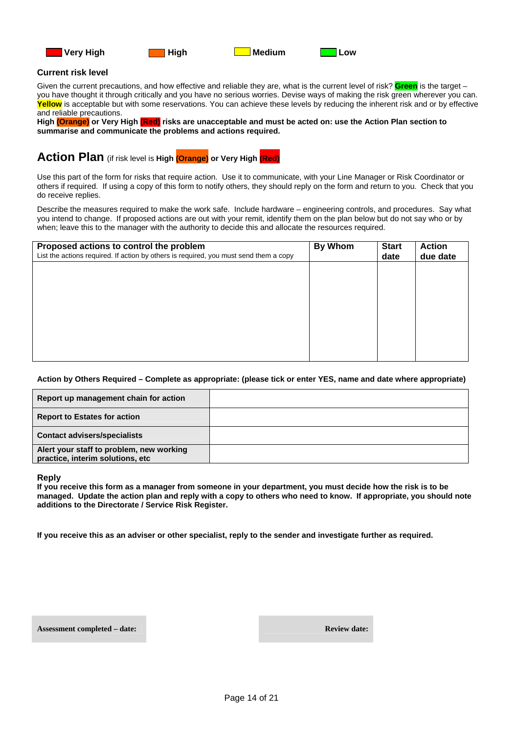Very High  High  Medium  Low

**Current risk level**

Given the current precautions, and how effective and reliable they are, what is the current level of risk? **Green** is the target – you have thought it through critically and you have no serious worries. Devise ways of making the risk green wherever you can. **Yellow** is acceptable but with some reservations. You can achieve these levels by reducing the inherent risk and or by effective and reliable precautions.

**High (Orange) or Very High (Red) risks are unacceptable and must be acted on: use the Action Plan section to summarise and communicate the problems and actions required.**

## Action Plan (if risk level is **High (Orange) or Very High (Red)**)

Use this part of the form for risks that require action. Use it to communicate, with your Line Manager or Risk Coordinator or others if required. If using a copy of this form to notify others, they should reply on the form and return to you. Check that you do receive replies.

Describe the measures required to make the work safe. Include hardware – engineering controls, and procedures. Say what you intend to change. If proposed actions are out with your remit, identify them on the plan below but do not say who or by when; leave this to the manager with the authority to decide this and allocate the resources required.

| **Proposed actions to control the problem**<br>List the actions required. If action by others is required, you must send them a copy | **By Whom** | **Start date** | **Action due date** |
|---|---|---|---|
| | | | |

**Action by Others Required – Complete as appropriate: (please tick or enter YES, name and date where appropriate)**

| | |
|---|---|
| **Report up management chain for action** | |
| **Report to Estates for action** | |
| **Contact advisers/specialists** | |
| **Alert your staff to problem, new working practice, interim solutions, etc** | |

**Reply**

**If you receive this form as a manager from someone in your department, you must decide how the risk is to be managed. Update the action plan and reply with a copy to others who need to know. If appropriate, you should note additions to the Directorate / Service Risk Register.**

**If you receive this as an adviser or other specialist, reply to the sender and investigate further as required.**

**Assessment completed – date:**

**Review date:**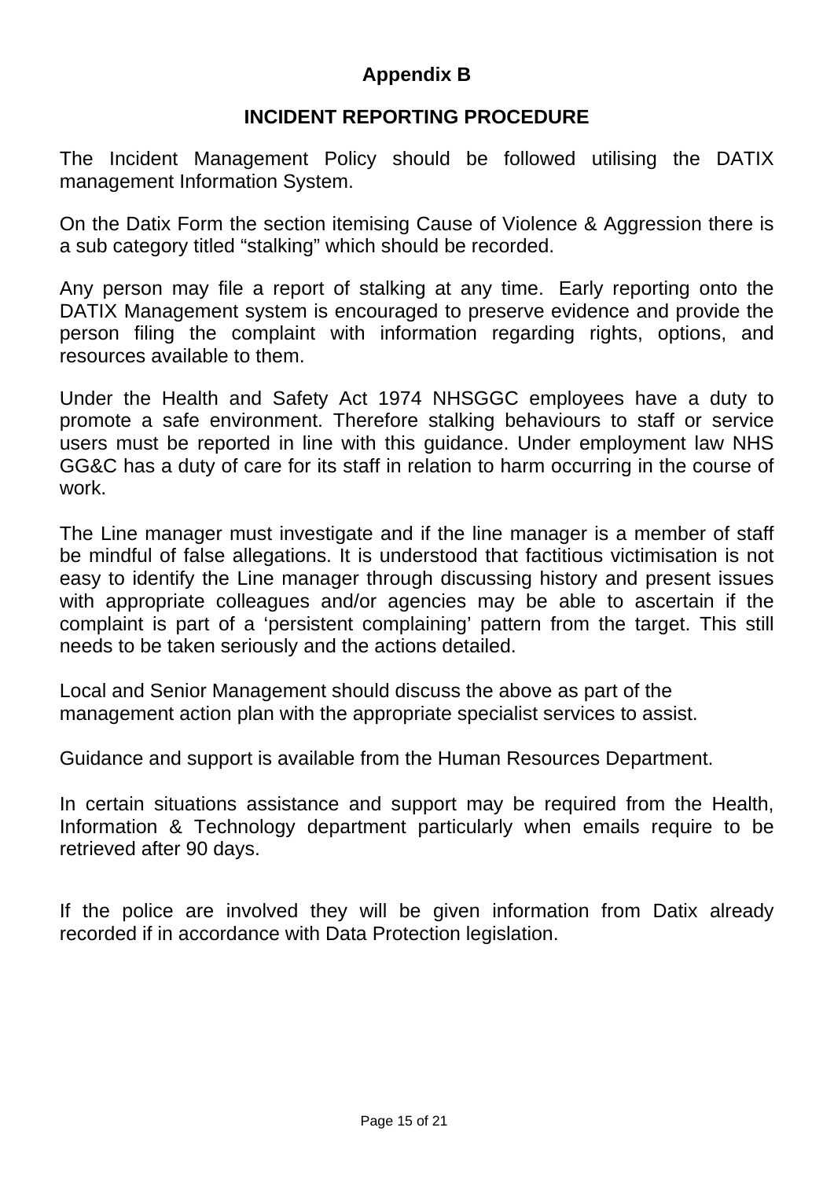## Appendix B

## INCIDENT REPORTING PROCEDURE

The Incident Management Policy should be followed utilising the DATIX management Information System.

On the Datix Form the section itemising Cause of Violence & Aggression there is a sub category titled "stalking" which should be recorded.

Any person may file a report of stalking at any time. Early reporting onto the DATIX Management system is encouraged to preserve evidence and provide the person filing the complaint with information regarding rights, options, and resources available to them.

Under the Health and Safety Act 1974 NHSGGC employees have a duty to promote a safe environment. Therefore stalking behaviours to staff or service users must be reported in line with this guidance. Under employment law NHS GG&C has a duty of care for its staff in relation to harm occurring in the course of work.

The Line manager must investigate and if the line manager is a member of staff be mindful of false allegations. It is understood that factitious victimisation is not easy to identify the Line manager through discussing history and present issues with appropriate colleagues and/or agencies may be able to ascertain if the complaint is part of a 'persistent complaining' pattern from the target. This still needs to be taken seriously and the actions detailed.

Local and Senior Management should discuss the above as part of the management action plan with the appropriate specialist services to assist.

Guidance and support is available from the Human Resources Department.

In certain situations assistance and support may be required from the Health, Information & Technology department particularly when emails require to be retrieved after 90 days.

If the police are involved they will be given information from Datix already recorded if in accordance with Data Protection legislation.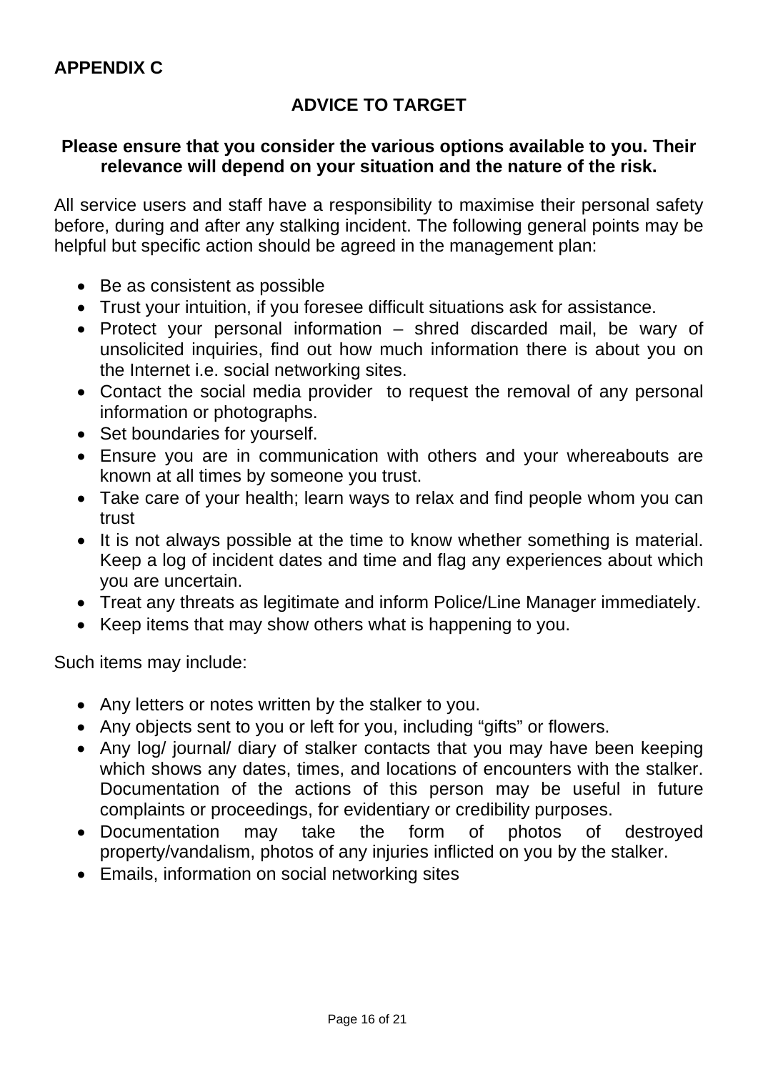**APPENDIX C**

## ADVICE TO TARGET

**Please ensure that you consider the various options available to you. Their relevance will depend on your situation and the nature of the risk.**

All service users and staff have a responsibility to maximise their personal safety before, during and after any stalking incident. The following general points may be helpful but specific action should be agreed in the management plan:

- Be as consistent as possible
- Trust your intuition, if you foresee difficult situations ask for assistance.
- Protect your personal information – shred discarded mail, be wary of unsolicited inquiries, find out how much information there is about you on the Internet i.e. social networking sites.
- Contact the social media provider  to request the removal of any personal information or photographs.
- Set boundaries for yourself.
- Ensure you are in communication with others and your whereabouts are known at all times by someone you trust.
- Take care of your health; learn ways to relax and find people whom you can trust
- It is not always possible at the time to know whether something is material. Keep a log of incident dates and time and flag any experiences about which you are uncertain.
- Treat any threats as legitimate and inform Police/Line Manager immediately.
- Keep items that may show others what is happening to you.

Such items may include:

- Any letters or notes written by the stalker to you.
- Any objects sent to you or left for you, including "gifts" or flowers.
- Any log/ journal/ diary of stalker contacts that you may have been keeping which shows any dates, times, and locations of encounters with the stalker. Documentation of the actions of this person may be useful in future complaints or proceedings, for evidentiary or credibility purposes.
- Documentation may take the form of photos of destroyed property/vandalism, photos of any injuries inflicted on you by the stalker.
- Emails, information on social networking sites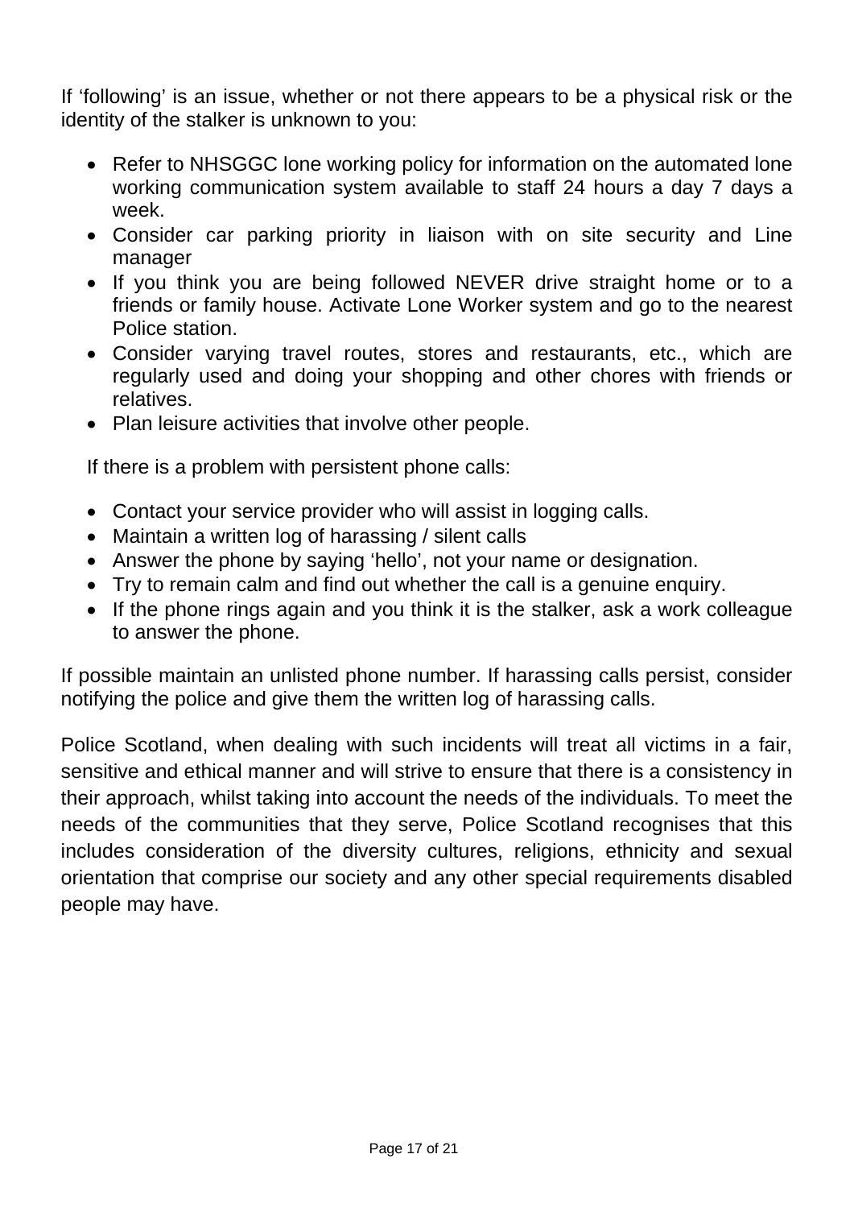If 'following' is an issue, whether or not there appears to be a physical risk or the identity of the stalker is unknown to you:

- Refer to NHSGGC lone working policy for information on the automated lone working communication system available to staff 24 hours a day 7 days a week.
- Consider car parking priority in liaison with on site security and Line manager
- If you think you are being followed NEVER drive straight home or to a friends or family house. Activate Lone Worker system and go to the nearest Police station.
- Consider varying travel routes, stores and restaurants, etc., which are regularly used and doing your shopping and other chores with friends or relatives.
- Plan leisure activities that involve other people.

If there is a problem with persistent phone calls:

- Contact your service provider who will assist in logging calls.
- Maintain a written log of harassing / silent calls
- Answer the phone by saying 'hello', not your name or designation.
- Try to remain calm and find out whether the call is a genuine enquiry.
- If the phone rings again and you think it is the stalker, ask a work colleague to answer the phone.

If possible maintain an unlisted phone number. If harassing calls persist, consider notifying the police and give them the written log of harassing calls.

Police Scotland, when dealing with such incidents will treat all victims in a fair, sensitive and ethical manner and will strive to ensure that there is a consistency in their approach, whilst taking into account the needs of the individuals. To meet the needs of the communities that they serve, Police Scotland recognises that this includes consideration of the diversity cultures, religions, ethnicity and sexual orientation that comprise our society and any other special requirements disabled people may have.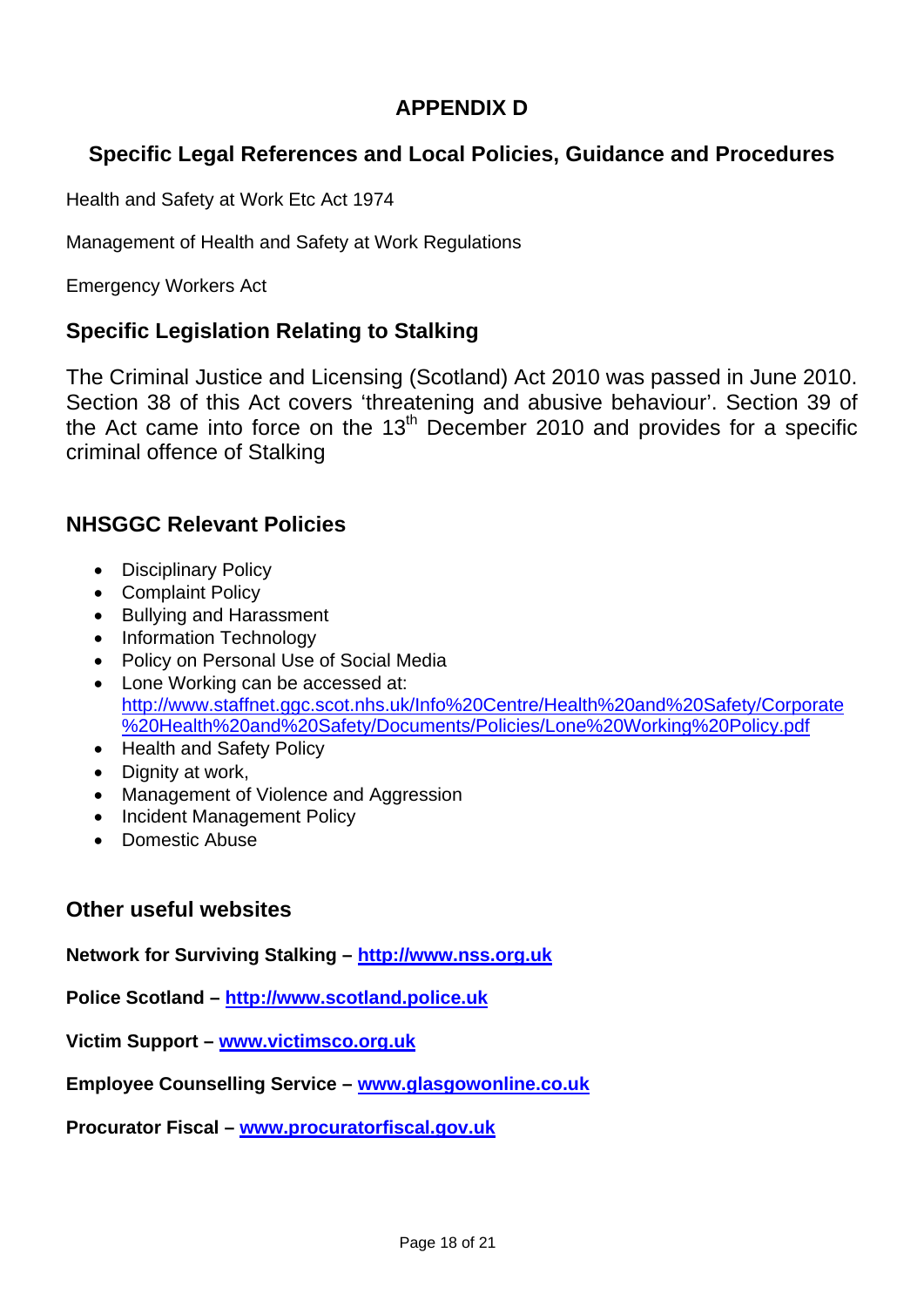# APPENDIX D

## Specific Legal References and Local Policies, Guidance and Procedures

Health and Safety at Work Etc Act 1974

Management of Health and Safety at Work Regulations

Emergency Workers Act

## Specific Legislation Relating to Stalking

The Criminal Justice and Licensing (Scotland) Act 2010 was passed in June 2010. Section 38 of this Act covers 'threatening and abusive behaviour'. Section 39 of the Act came into force on the 13th December 2010 and provides for a specific criminal offence of Stalking

## NHSGGC Relevant Policies

- Disciplinary Policy
- Complaint Policy
- Bullying and Harassment
- Information Technology
- Policy on Personal Use of Social Media
- Lone Working can be accessed at: http://www.staffnet.ggc.scot.nhs.uk/Info%20Centre/Health%20and%20Safety/Corporate%20Health%20and%20Safety/Documents/Policies/Lone%20Working%20Policy.pdf
- Health and Safety Policy
- Dignity at work,
- Management of Violence and Aggression
- Incident Management Policy
- Domestic Abuse

## Other useful websites

**Network for Surviving Stalking – http://www.nss.org.uk**

**Police Scotland – http://www.scotland.police.uk**

**Victim Support – www.victimsco.org.uk**

**Employee Counselling Service – www.glasgowonline.co.uk**

**Procurator Fiscal – www.procuratorfiscal.gov.uk**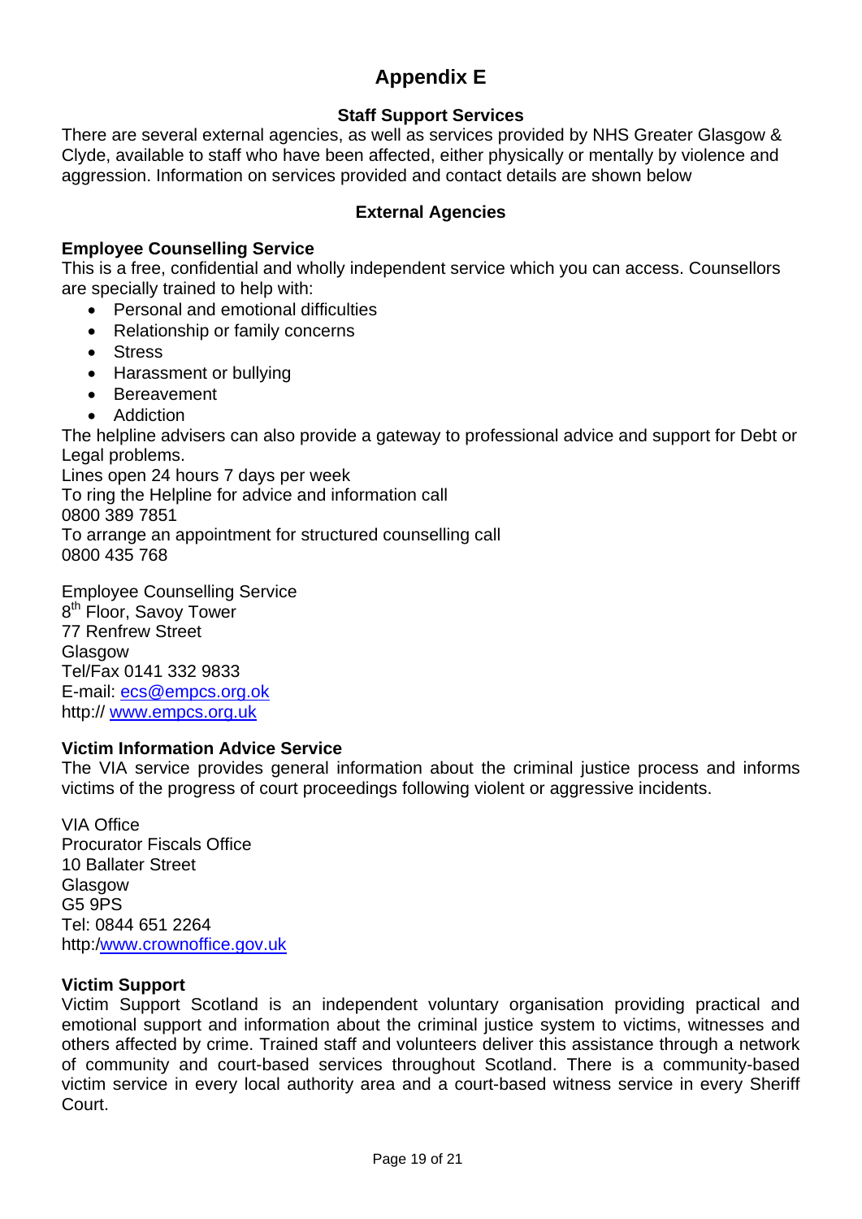# Appendix E

## Staff Support Services

There are several external agencies, as well as services provided by NHS Greater Glasgow & Clyde, available to staff who have been affected, either physically or mentally by violence and aggression. Information on services provided and contact details are shown below

### External Agencies

**Employee Counselling Service**

This is a free, confidential and wholly independent service which you can access. Counsellors are specially trained to help with:

- Personal and emotional difficulties
- Relationship or family concerns
- Stress
- Harassment or bullying
- Bereavement
- Addiction

The helpline advisers can also provide a gateway to professional advice and support for Debt or Legal problems.
Lines open 24 hours 7 days per week
To ring the Helpline for advice and information call
0800 389 7851
To arrange an appointment for structured counselling call
0800 435 768

Employee Counselling Service
8th Floor, Savoy Tower
77 Renfrew Street
Glasgow
Tel/Fax 0141 332 9833
E-mail: ecs@empcs.org.ok
http:// www.empcs.org.uk

**Victim Information Advice Service**

The VIA service provides general information about the criminal justice process and informs victims of the progress of court proceedings following violent or aggressive incidents.

VIA Office
Procurator Fiscals Office
10 Ballater Street
Glasgow
G5 9PS
Tel: 0844 651 2264
http:/www.crownoffice.gov.uk

**Victim Support**

Victim Support Scotland is an independent voluntary organisation providing practical and emotional support and information about the criminal justice system to victims, witnesses and others affected by crime. Trained staff and volunteers deliver this assistance through a network of community and court-based services throughout Scotland. There is a community-based victim service in every local authority area and a court-based witness service in every Sheriff Court.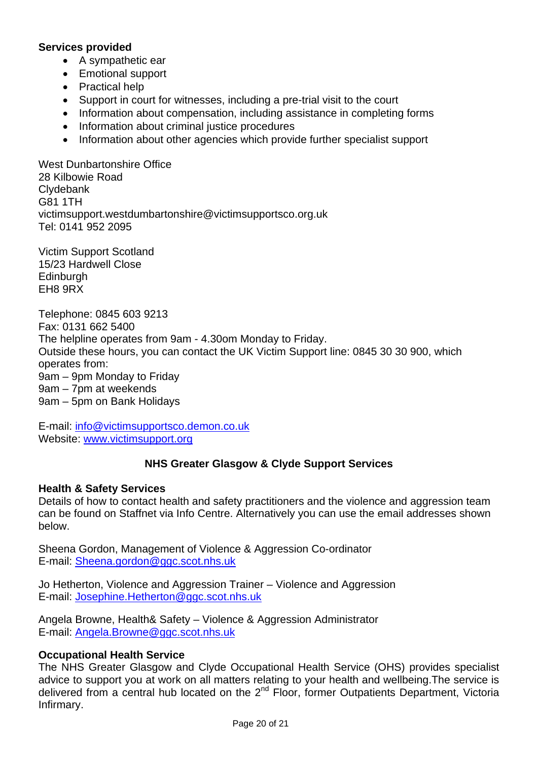**Services provided**

- A sympathetic ear
- Emotional support
- Practical help
- Support in court for witnesses, including a pre-trial visit to the court
- Information about compensation, including assistance in completing forms
- Information about criminal justice procedures
- Information about other agencies which provide further specialist support

West Dunbartonshire Office
28 Kilbowie Road
Clydebank
G81 1TH
victimsupport.westdumbartonshire@victimsupportsco.org.uk
Tel: 0141 952 2095

Victim Support Scotland
15/23 Hardwell Close
Edinburgh
EH8 9RX

Telephone: 0845 603 9213
Fax: 0131 662 5400
The helpline operates from 9am - 4.30om Monday to Friday.
Outside these hours, you can contact the UK Victim Support line: 0845 30 30 900, which operates from:
9am – 9pm Monday to Friday
9am – 7pm at weekends
9am – 5pm on Bank Holidays

E-mail: info@victimsupportsco.demon.co.uk
Website: www.victimsupport.org

## NHS Greater Glasgow & Clyde Support Services

**Health & Safety Services**

Details of how to contact health and safety practitioners and the violence and aggression team can be found on Staffnet via Info Centre. Alternatively you can use the email addresses shown below.

Sheena Gordon, Management of Violence & Aggression Co-ordinator
E-mail: Sheena.gordon@ggc.scot.nhs.uk

Jo Hetherton, Violence and Aggression Trainer – Violence and Aggression
E-mail: Josephine.Hetherton@ggc.scot.nhs.uk

Angela Browne, Health& Safety – Violence & Aggression Administrator
E-mail: Angela.Browne@ggc.scot.nhs.uk

**Occupational Health Service**

The NHS Greater Glasgow and Clyde Occupational Health Service (OHS) provides specialist advice to support you at work on all matters relating to your health and wellbeing.The service is delivered from a central hub located on the 2nd Floor, former Outpatients Department, Victoria Infirmary.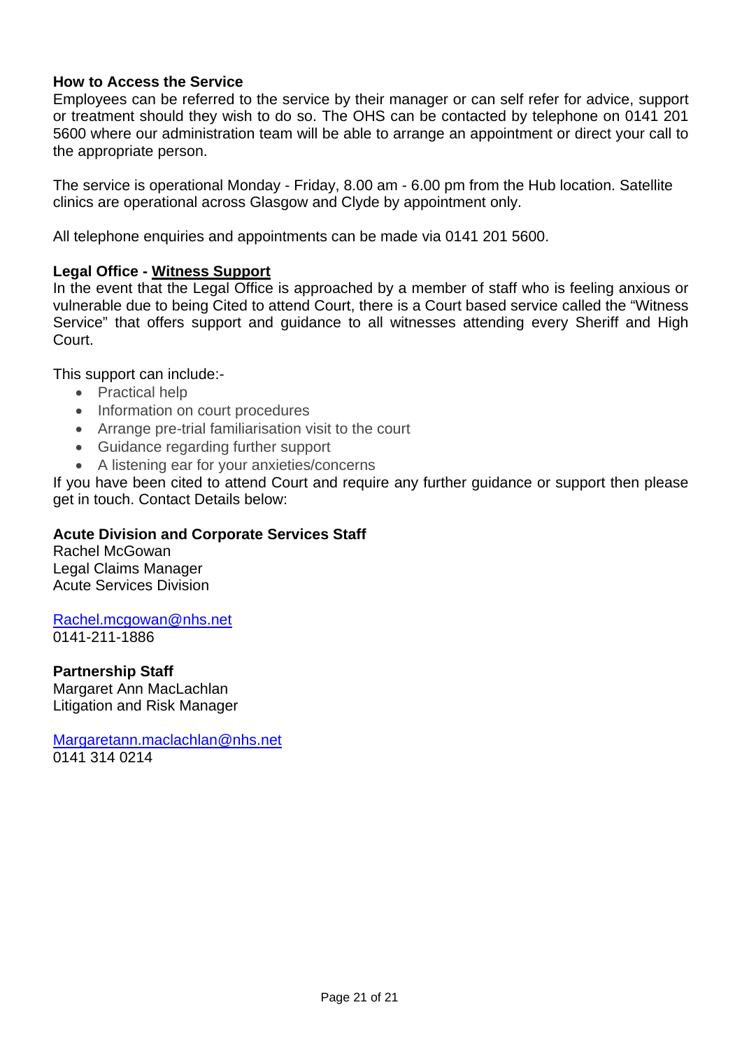**How to Access the Service**

Employees can be referred to the service by their manager or can self refer for advice, support or treatment should they wish to do so. The OHS can be contacted by telephone on 0141 201 5600 where our administration team will be able to arrange an appointment or direct your call to the appropriate person.

The service is operational Monday - Friday, 8.00 am - 6.00 pm from the Hub location. Satellite clinics are operational across Glasgow and Clyde by appointment only.

All telephone enquiries and appointments can be made via 0141 201 5600.

**Legal Office - Witness Support**

In the event that the Legal Office is approached by a member of staff who is feeling anxious or vulnerable due to being Cited to attend Court, there is a Court based service called the "Witness Service" that offers support and guidance to all witnesses attending every Sheriff and High Court.

This support can include:-

- Practical help
- Information on court procedures
- Arrange pre-trial familiarisation visit to the court
- Guidance regarding further support
- A listening ear for your anxieties/concerns

If you have been cited to attend Court and require any further guidance or support then please get in touch. Contact Details below:

**Acute Division and Corporate Services Staff**

Rachel McGowan
Legal Claims Manager
Acute Services Division

Rachel.mcgowan@nhs.net
0141-211-1886

**Partnership Staff**

Margaret Ann MacLachlan
Litigation and Risk Manager

Margaretann.maclachlan@nhs.net
0141 314 0214